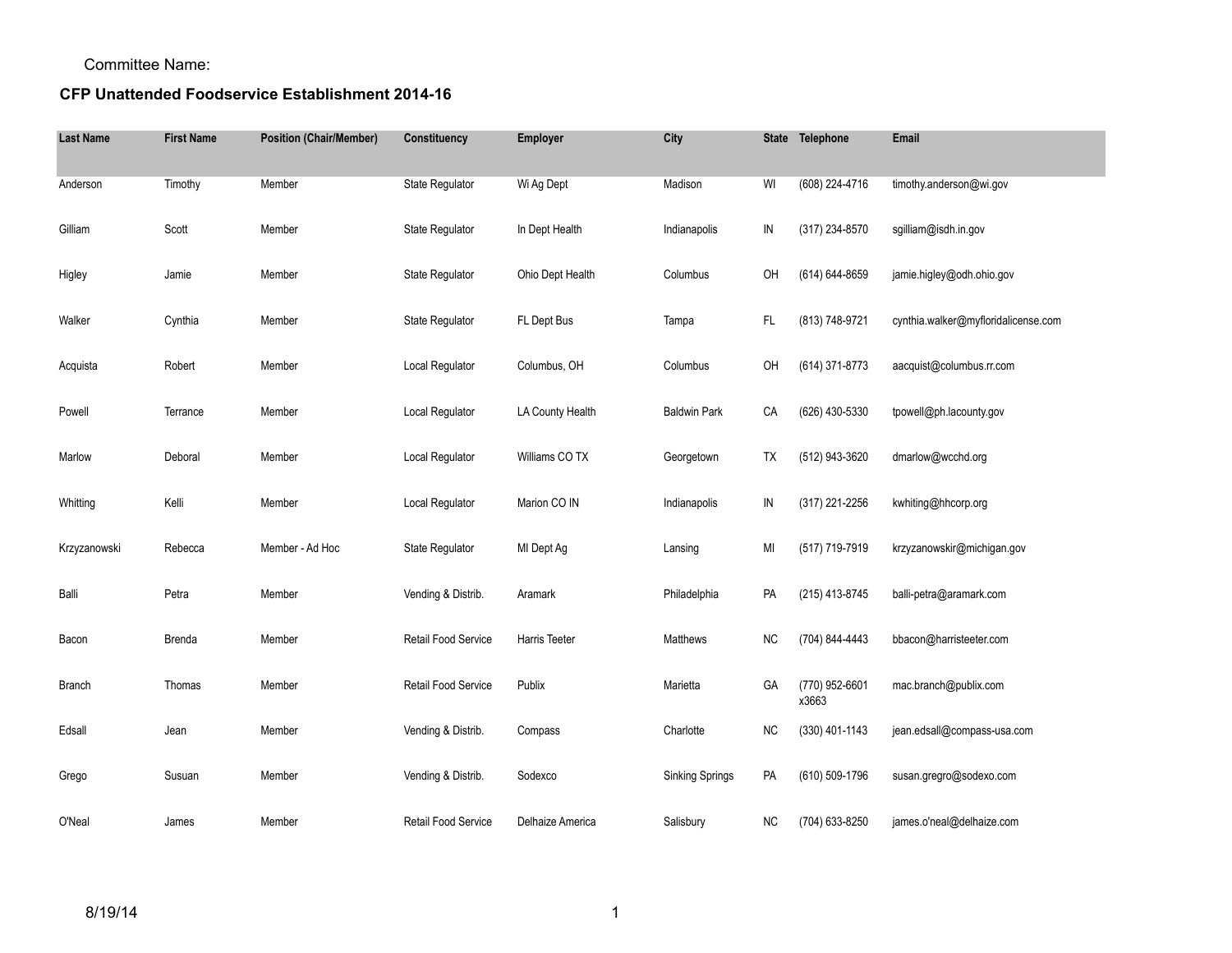Committee Name:

**CFP Unattended Foodservice Establishment 2014-16**

| Last Name | First Name | Position (Chair/Member) | Constituency | Employer | City | State | Telephone | Email |
|---|---|---|---|---|---|---|---|---|
| Anderson | Timothy | Member | State Regulator | Wi Ag Dept | Madison | WI | (608) 224-4716 | timothy.anderson@wi.gov |
| Gilliam | Scott | Member | State Regulator | In Dept Health | Indianapolis | IN | (317) 234-8570 | sgilliam@isdh.in.gov |
| Higley | Jamie | Member | State Regulator | Ohio Dept Health | Columbus | OH | (614) 644-8659 | jamie.higley@odh.ohio.gov |
| Walker | Cynthia | Member | State Regulator | FL Dept Bus | Tampa | FL | (813) 748-9721 | cynthia.walker@myfloridalicense.com |
| Acquista | Robert | Member | Local Regulator | Columbus, OH | Columbus | OH | (614) 371-8773 | aacquist@columbus.rr.com |
| Powell | Terrance | Member | Local Regulator | LA County Health | Baldwin Park | CA | (626) 430-5330 | tpowell@ph.lacounty.gov |
| Marlow | Deboral | Member | Local Regulator | Williams CO TX | Georgetown | TX | (512) 943-3620 | dmarlow@wcchd.org |
| Whitting | Kelli | Member | Local Regulator | Marion CO IN | Indianapolis | IN | (317) 221-2256 | kwhiting@hhcorp.org |
| Krzyzanowski | Rebecca | Member - Ad Hoc | State Regulator | MI Dept Ag | Lansing | MI | (517) 719-7919 | krzyzanowskir@michigan.gov |
| Balli | Petra | Member | Vending & Distrib. | Aramark | Philadelphia | PA | (215) 413-8745 | balli-petra@aramark.com |
| Bacon | Brenda | Member | Retail Food Service | Harris Teeter | Matthews | NC | (704) 844-4443 | bbacon@harristeeter.com |
| Branch | Thomas | Member | Retail Food Service | Publix | Marietta | GA | (770) 952-6601 x3663 | mac.branch@publix.com |
| Edsall | Jean | Member | Vending & Distrib. | Compass | Charlotte | NC | (330) 401-1143 | jean.edsall@compass-usa.com |
| Grego | Susuan | Member | Vending & Distrib. | Sodexco | Sinking Springs | PA | (610) 509-1796 | susan.gregro@sodexo.com |
| O'Neal | James | Member | Retail Food Service | Delhaize America | Salisbury | NC | (704) 633-8250 | james.o'neal@delhaize.com |

8/19/14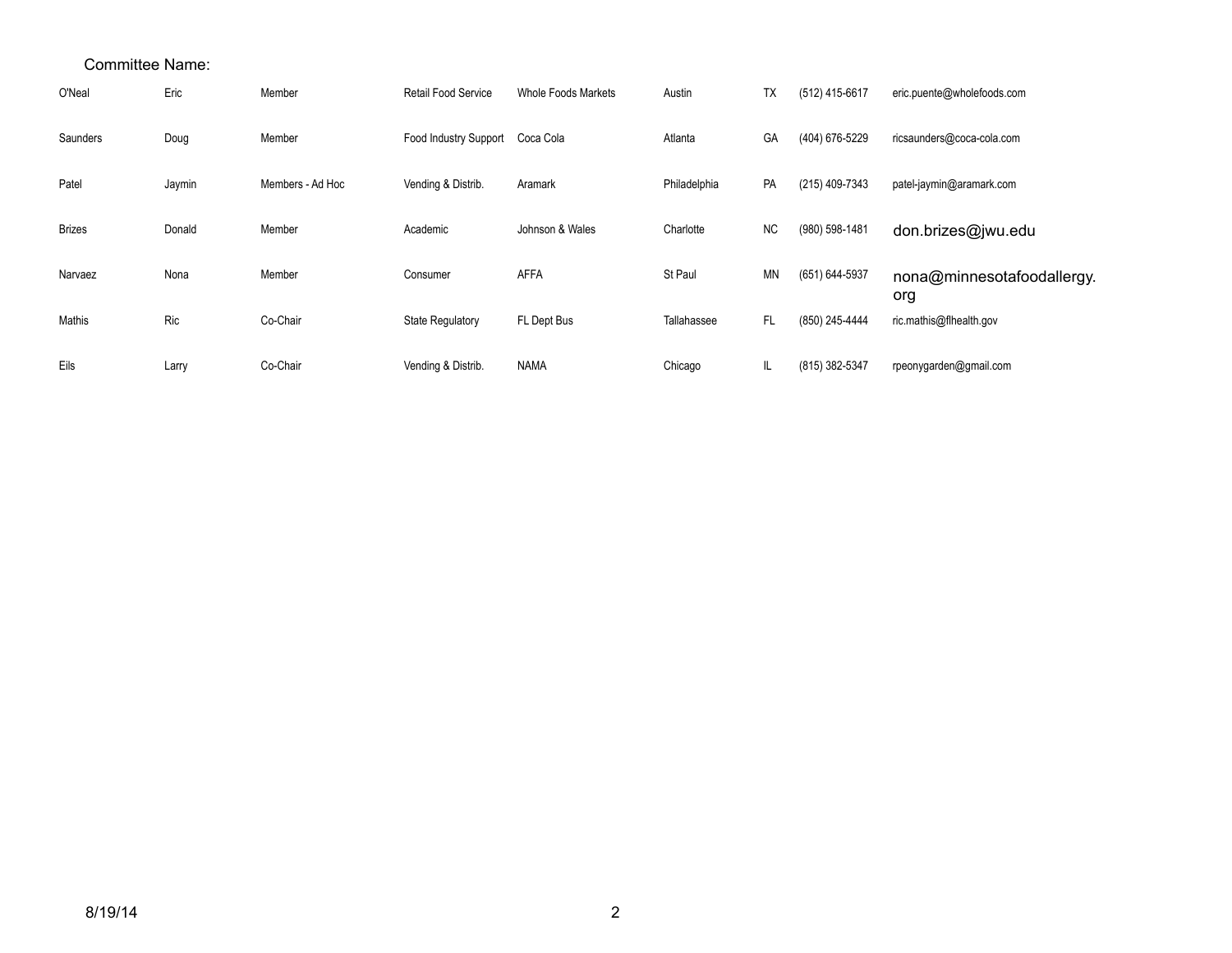Committee Name:

| | | | | | | | | |
|---|---|---|---|---|---|---|---|---|
| O'Neal | Eric | Member | Retail Food Service | Whole Foods Markets | Austin | TX | (512) 415-6617 | eric.puente@wholefoods.com |
| Saunders | Doug | Member | Food Industry Support | Coca Cola | Atlanta | GA | (404) 676-5229 | ricsaunders@coca-cola.com |
| Patel | Jaymin | Members - Ad Hoc | Vending & Distrib. | Aramark | Philadelphia | PA | (215) 409-7343 | patel-jaymin@aramark.com |
| Brizes | Donald | Member | Academic | Johnson & Wales | Charlotte | NC | (980) 598-1481 | don.brizes@jwu.edu |
| Narvaez | Nona | Member | Consumer | AFFA | St Paul | MN | (651) 644-5937 | nona@minnesotafoodallergy.org |
| Mathis | Ric | Co-Chair | State Regulatory | FL Dept Bus | Tallahassee | FL | (850) 245-4444 | ric.mathis@flhealth.gov |
| Eils | Larry | Co-Chair | Vending & Distrib. | NAMA | Chicago | IL | (815) 382-5347 | rpeonygarden@gmail.com |

8/19/14